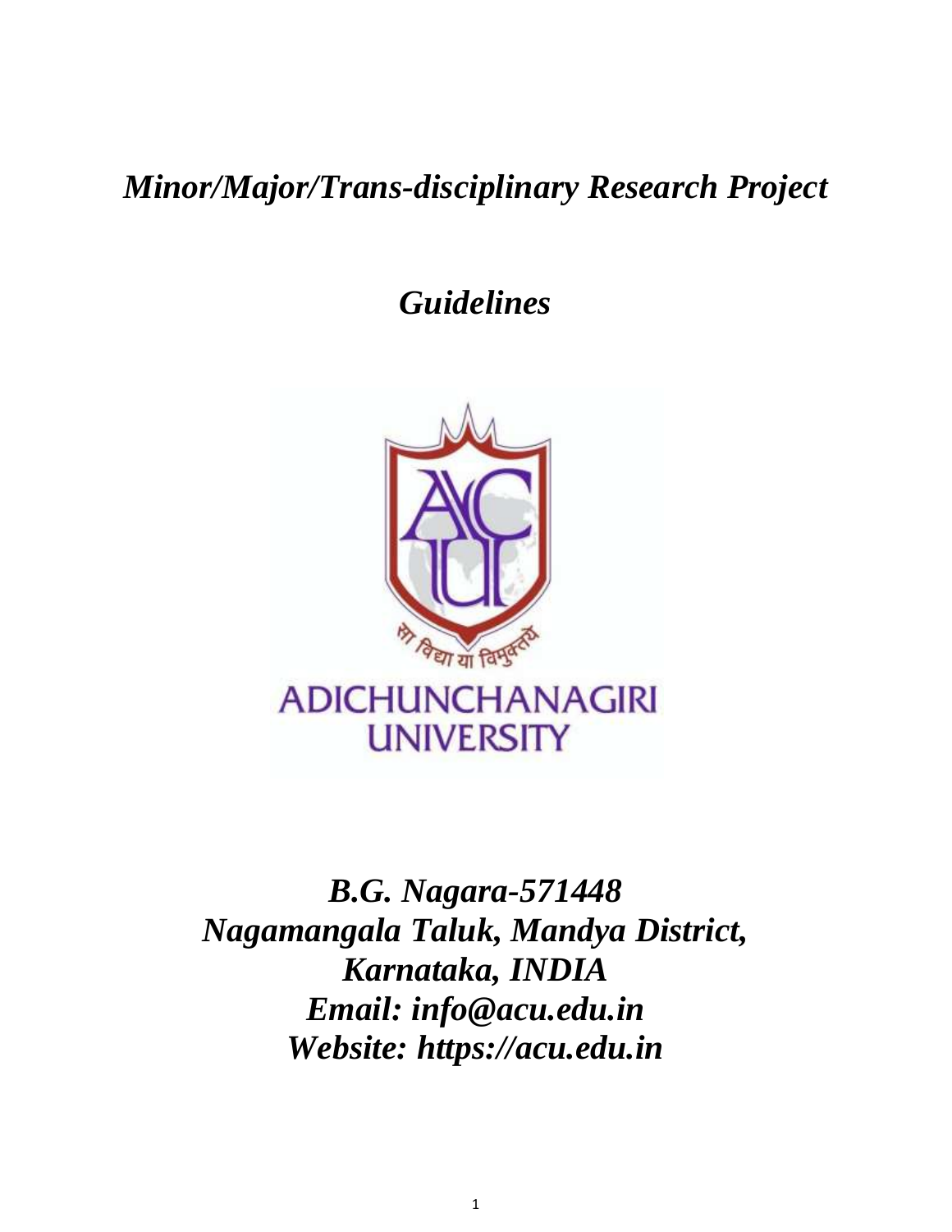# *Minor/Major/Trans-disciplinary Research Project*

## *Guidelines*

सा विद्या या विमुक्तये

ADICHUNCHANAGIRI UNIVERSITY

***B.G. Nagara-571448***
***Nagamangala Taluk, Mandya District,***
***Karnataka, INDIA***
***Email: info@acu.edu.in***
***Website: https://acu.edu.in***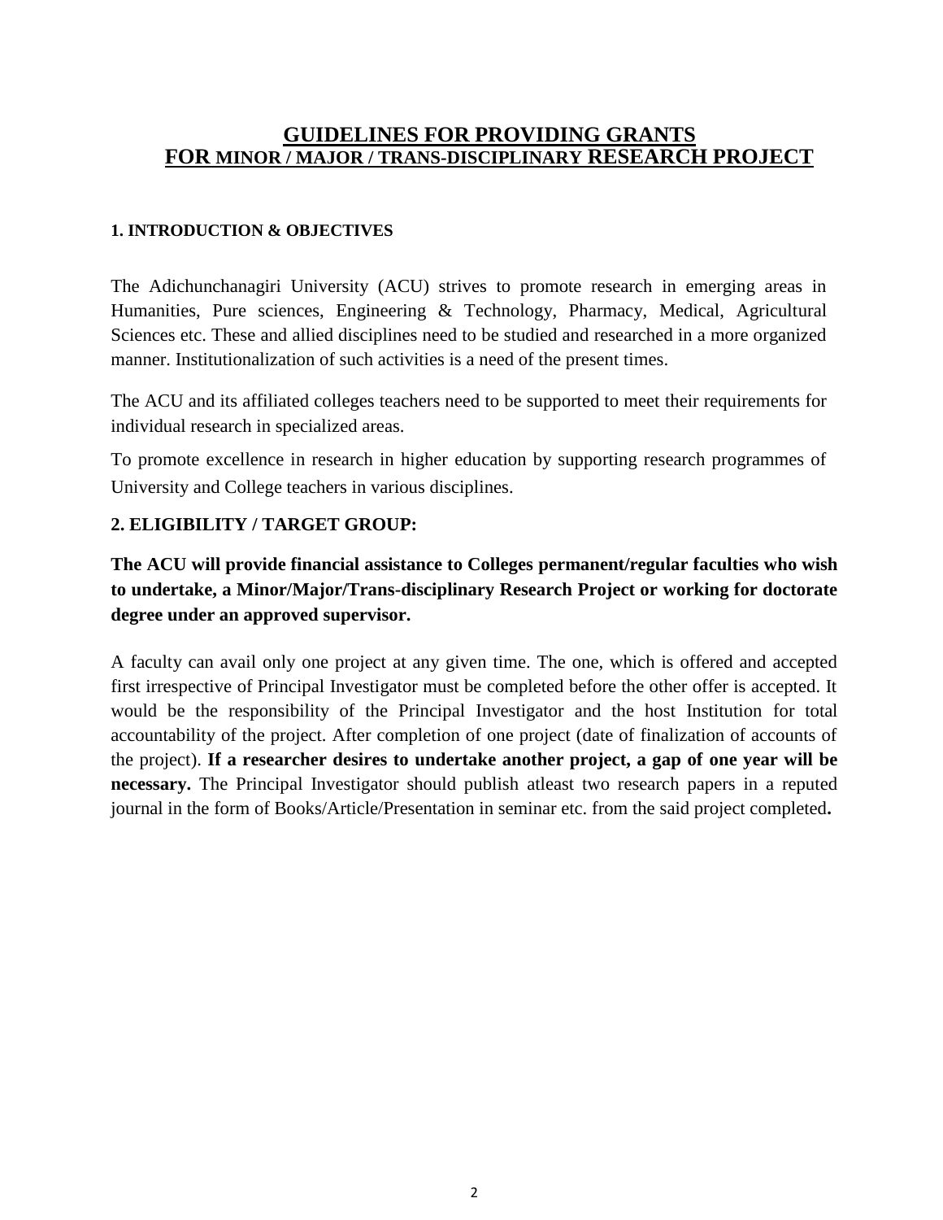# GUIDELINES FOR PROVIDING GRANTS FOR MINOR / MAJOR / TRANS-DISCIPLINARY RESEARCH PROJECT

## 1. INTRODUCTION & OBJECTIVES

The Adichunchanagiri University (ACU) strives to promote research in emerging areas in Humanities, Pure sciences, Engineering & Technology, Pharmacy, Medical, Agricultural Sciences etc. These and allied disciplines need to be studied and researched in a more organized manner. Institutionalization of such activities is a need of the present times.

The ACU and its affiliated colleges teachers need to be supported to meet their requirements for individual research in specialized areas.

To promote excellence in research in higher education by supporting research programmes of University and College teachers in various disciplines.

## 2. ELIGIBILITY / TARGET GROUP:

**The ACU will provide financial assistance to Colleges permanent/regular faculties who wish to undertake, a Minor/Major/Trans-disciplinary Research Project or working for doctorate degree under an approved supervisor.**

A faculty can avail only one project at any given time. The one, which is offered and accepted first irrespective of Principal Investigator must be completed before the other offer is accepted. It would be the responsibility of the Principal Investigator and the host Institution for total accountability of the project. After completion of one project (date of finalization of accounts of the project). **If a researcher desires to undertake another project, a gap of one year will be necessary.** The Principal Investigator should publish atleast two research papers in a reputed journal in the form of Books/Article/Presentation in seminar etc. from the said project completed**.**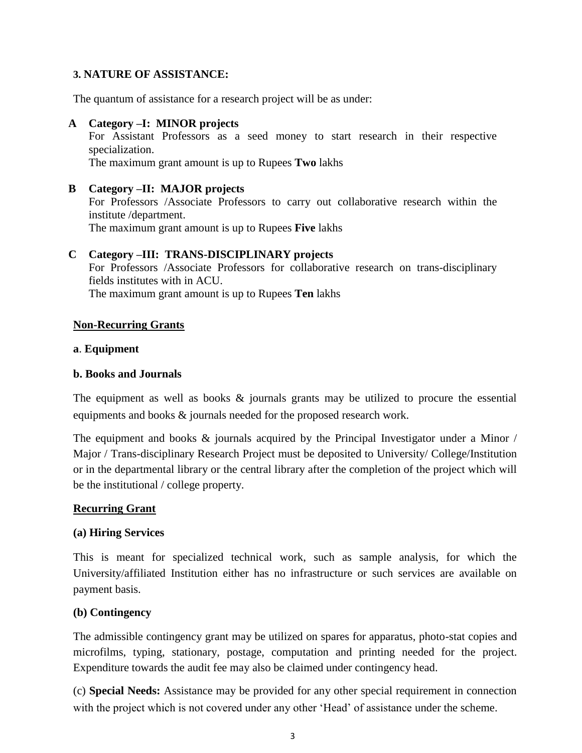### 3. NATURE OF ASSISTANCE:

The quantum of assistance for a research project will be as under:

**A Category –I: MINOR projects**

For Assistant Professors as a seed money to start research in their respective specialization.

The maximum grant amount is up to Rupees **Two** lakhs

**B Category –II: MAJOR projects**

For Professors /Associate Professors to carry out collaborative research within the institute /department.

The maximum grant amount is up to Rupees **Five** lakhs

**C Category –III: TRANS-DISCIPLINARY projects**

For Professors /Associate Professors for collaborative research on trans-disciplinary fields institutes with in ACU.

The maximum grant amount is up to Rupees **Ten** lakhs

**Non-Recurring Grants**

**a**. **Equipment**

**b. Books and Journals**

The equipment as well as books & journals grants may be utilized to procure the essential equipments and books & journals needed for the proposed research work.

The equipment and books & journals acquired by the Principal Investigator under a Minor / Major / Trans-disciplinary Research Project must be deposited to University/ College/Institution or in the departmental library or the central library after the completion of the project which will be the institutional / college property.

**Recurring Grant**

**(a) Hiring Services**

This is meant for specialized technical work, such as sample analysis, for which the University/affiliated Institution either has no infrastructure or such services are available on payment basis.

**(b) Contingency**

The admissible contingency grant may be utilized on spares for apparatus, photo-stat copies and microfilms, typing, stationary, postage, computation and printing needed for the project. Expenditure towards the audit fee may also be claimed under contingency head.

(c) **Special Needs:** Assistance may be provided for any other special requirement in connection with the project which is not covered under any other 'Head' of assistance under the scheme.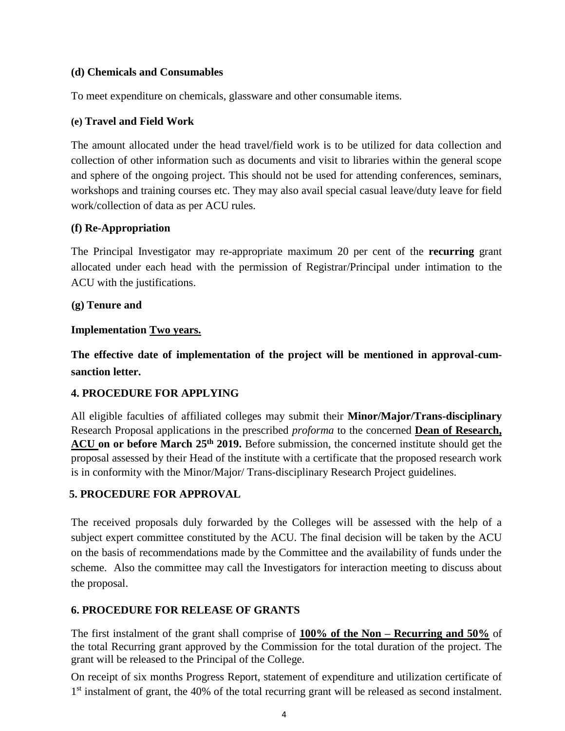**(d) Chemicals and Consumables**

To meet expenditure on chemicals, glassware and other consumable items.

**(e) Travel and Field Work**

The amount allocated under the head travel/field work is to be utilized for data collection and collection of other information such as documents and visit to libraries within the general scope and sphere of the ongoing project. This should not be used for attending conferences, seminars, workshops and training courses etc. They may also avail special casual leave/duty leave for field work/collection of data as per ACU rules.

**(f) Re-Appropriation**

The Principal Investigator may re-appropriate maximum 20 per cent of the **recurring** grant allocated under each head with the permission of Registrar/Principal under intimation to the ACU with the justifications.

**(g) Tenure and**

**Implementation <u>Two years.</u>**

**The effective date of implementation of the project will be mentioned in approval-cum-sanction letter.**

### 4. PROCEDURE FOR APPLYING

All eligible faculties of affiliated colleges may submit their **Minor/Major/Trans-disciplinary** Research Proposal applications in the prescribed *proforma* to the concerned **<u>Dean of Research, ACU</u> on or before March 25th 2019.** Before submission, the concerned institute should get the proposal assessed by their Head of the institute with a certificate that the proposed research work is in conformity with the Minor/Major/ Trans-disciplinary Research Project guidelines.

### 5. PROCEDURE FOR APPROVAL

The received proposals duly forwarded by the Colleges will be assessed with the help of a subject expert committee constituted by the ACU. The final decision will be taken by the ACU on the basis of recommendations made by the Committee and the availability of funds under the scheme. Also the committee may call the Investigators for interaction meeting to discuss about the proposal.

### 6. PROCEDURE FOR RELEASE OF GRANTS

The first instalment of the grant shall comprise of **<u>100% of the Non – Recurring and 50%</u>** of the total Recurring grant approved by the Commission for the total duration of the project. The grant will be released to the Principal of the College.

On receipt of six months Progress Report, statement of expenditure and utilization certificate of 1st instalment of grant, the 40% of the total recurring grant will be released as second instalment.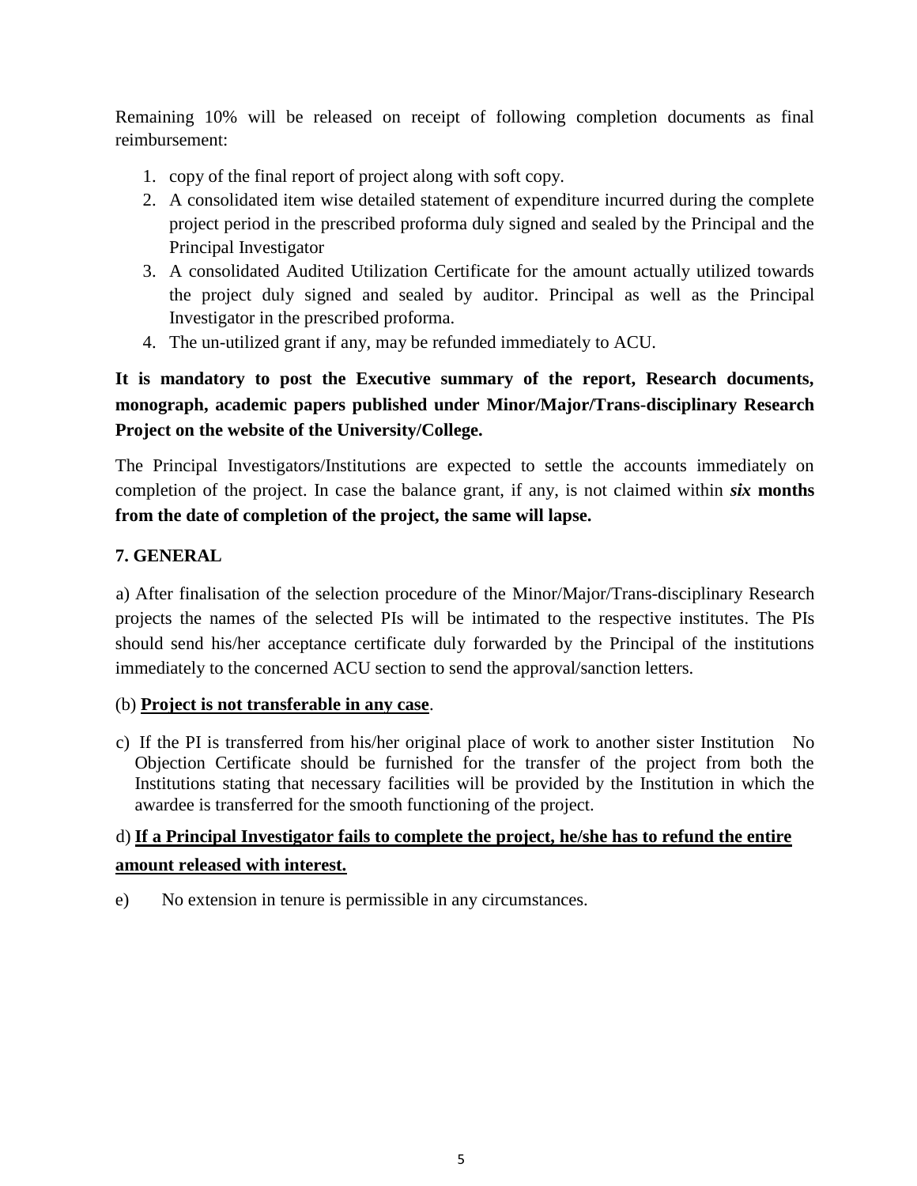Remaining 10% will be released on receipt of following completion documents as final reimbursement:

1. copy of the final report of project along with soft copy.
2. A consolidated item wise detailed statement of expenditure incurred during the complete project period in the prescribed proforma duly signed and sealed by the Principal and the Principal Investigator
3. A consolidated Audited Utilization Certificate for the amount actually utilized towards the project duly signed and sealed by auditor. Principal as well as the Principal Investigator in the prescribed proforma.
4. The un-utilized grant if any, may be refunded immediately to ACU.

**It is mandatory to post the Executive summary of the report, Research documents, monograph, academic papers published under Minor/Major/Trans-disciplinary Research Project on the website of the University/College.**

The Principal Investigators/Institutions are expected to settle the accounts immediately on completion of the project. In case the balance grant, if any, is not claimed within ***six*** **months from the date of completion of the project, the same will lapse.**

## 7. GENERAL

a) After finalisation of the selection procedure of the Minor/Major/Trans-disciplinary Research projects the names of the selected PIs will be intimated to the respective institutes. The PIs should send his/her acceptance certificate duly forwarded by the Principal of the institutions immediately to the concerned ACU section to send the approval/sanction letters.

(b) <u>**Project is not transferable in any case**</u>.

c) If the PI is transferred from his/her original place of work to another sister Institution No Objection Certificate should be furnished for the transfer of the project from both the Institutions stating that necessary facilities will be provided by the Institution in which the awardee is transferred for the smooth functioning of the project.

d) <u>**If a Principal Investigator fails to complete the project, he/she has to refund the entire amount released with interest.**</u>

e) No extension in tenure is permissible in any circumstances.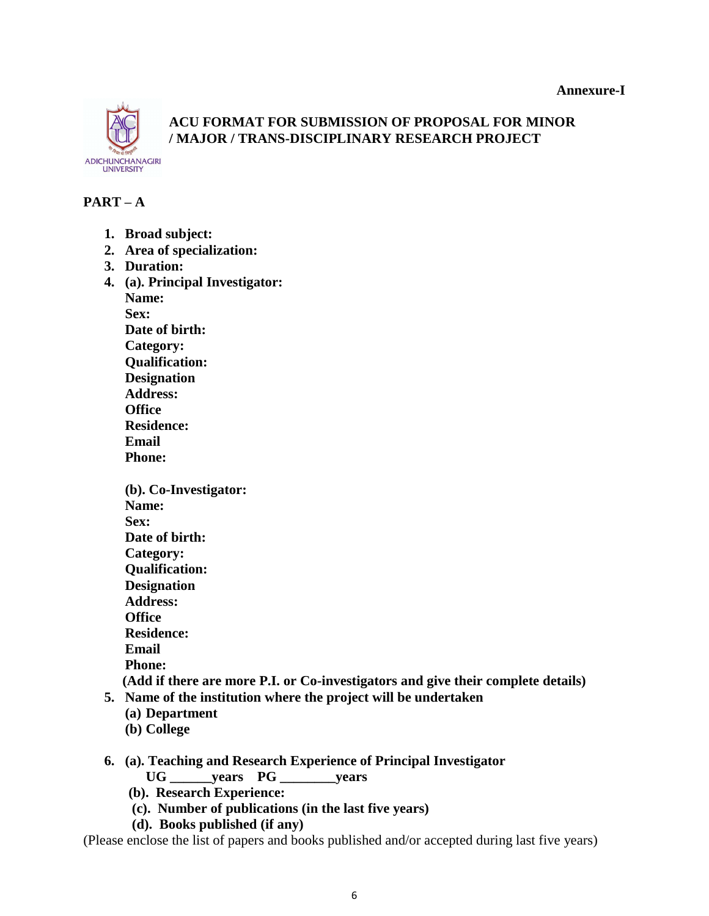**Annexure-I**

# ACU FORMAT FOR SUBMISSION OF PROPOSAL FOR MINOR / MAJOR / TRANS-DISCIPLINARY RESEARCH PROJECT

## PART – A

1. **Broad subject:**
2. **Area of specialization:**
3. **Duration:**
4. **(a). Principal Investigator:**
   **Name:**
   **Sex:**
   **Date of birth:**
   **Category:**
   **Qualification:**
   **Designation**
   **Address:**
   **Office**
   **Residence:**
   **Email**
   **Phone:**

   **(b). Co-Investigator:**
   **Name:**
   **Sex:**
   **Date of birth:**
   **Category:**
   **Qualification:**
   **Designation**
   **Address:**
   **Office**
   **Residence:**
   **Email**
   **Phone:**
   **(Add if there are more P.I. or Co-investigators and give their complete details)**
5. **Name of the institution where the project will be undertaken**
   **(a) Department**
   **(b) College**

6. **(a). Teaching and Research Experience of Principal Investigator**
   **UG ______years PG ________years**
   **(b). Research Experience:**
   **(c). Number of publications (in the last five years)**
   **(d). Books published (if any)**

(Please enclose the list of papers and books published and/or accepted during last five years)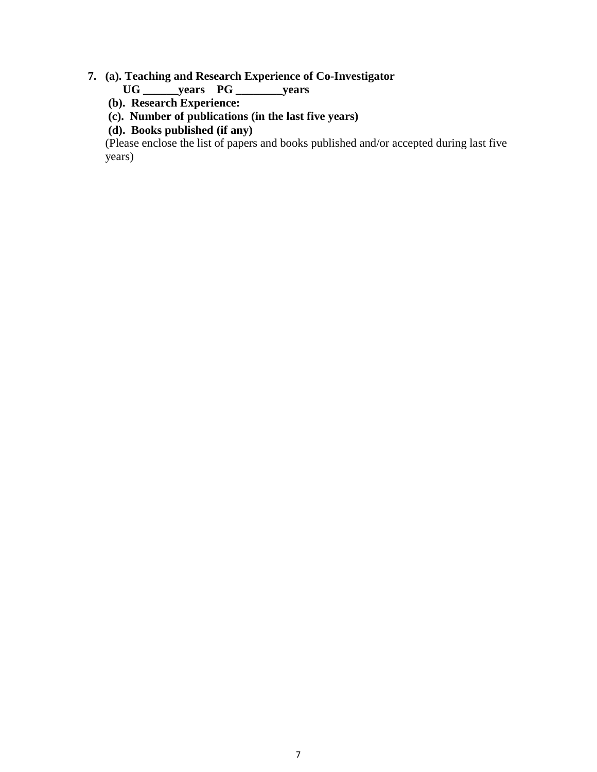7. **(a). Teaching and Research Experience of Co-Investigator**

   **UG ______years    PG ________years**

   **(b). Research Experience:**

   **(c). Number of publications (in the last five years)**

   **(d). Books published (if any)**

   (Please enclose the list of papers and books published and/or accepted during last five years)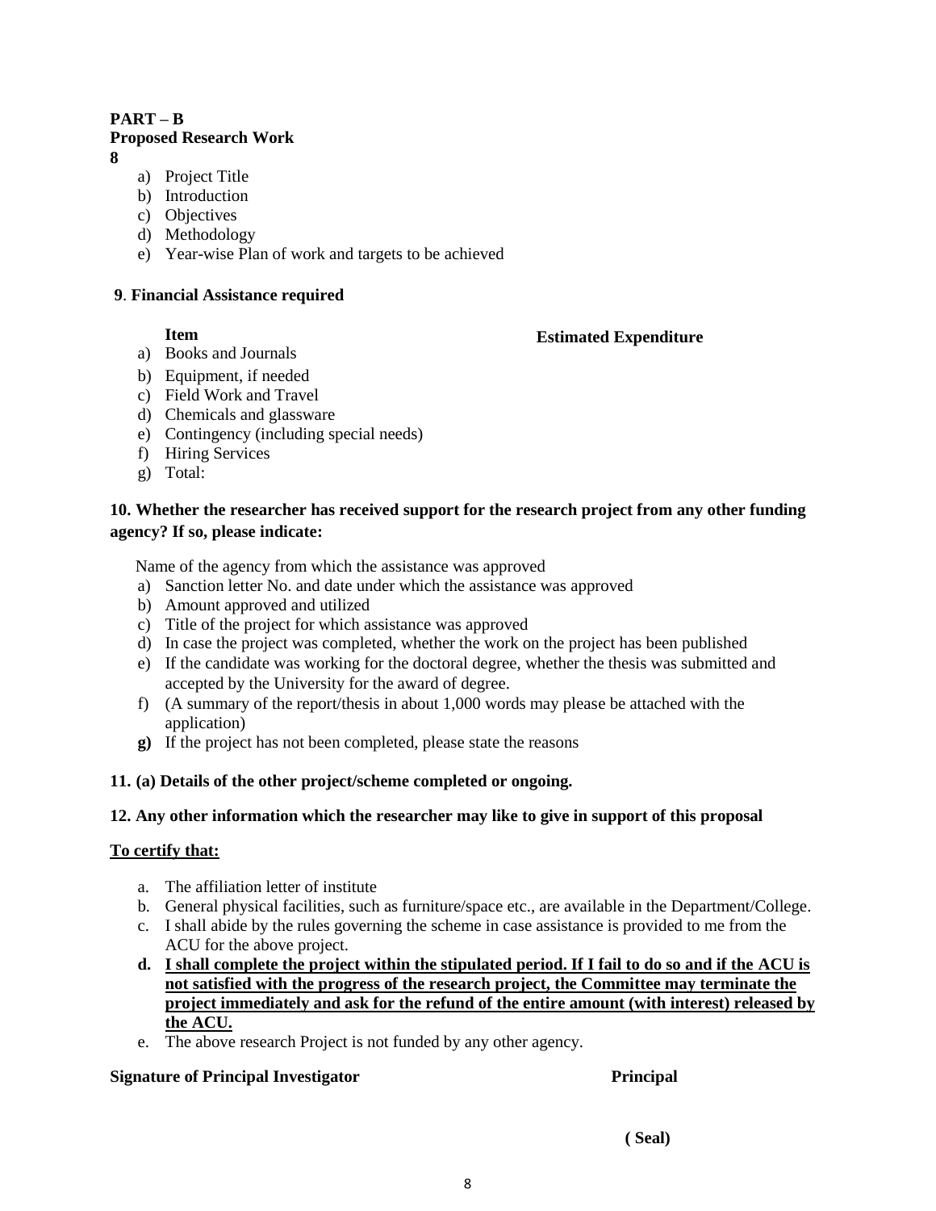**PART – B**
**Proposed Research Work**
**8**

a) Project Title
b) Introduction
c) Objectives
d) Methodology
e) Year-wise Plan of work and targets to be achieved

**9**. **Financial Assistance required**

| **Item** | **Estimated Expenditure** |
|---|---|
| a) Books and Journals | |
| b) Equipment, if needed | |
| c) Field Work and Travel | |
| d) Chemicals and glassware | |
| e) Contingency (including special needs) | |
| f) Hiring Services | |
| g) Total: | |

**10. Whether the researcher has received support for the research project from any other funding agency? If so, please indicate:**

Name of the agency from which the assistance was approved

a) Sanction letter No. and date under which the assistance was approved
b) Amount approved and utilized
c) Title of the project for which assistance was approved
d) In case the project was completed, whether the work on the project has been published
e) If the candidate was working for the doctoral degree, whether the thesis was submitted and accepted by the University for the award of degree.
f) (A summary of the report/thesis in about 1,000 words may please be attached with the application)
**g)** If the project has not been completed, please state the reasons

**11. (a) Details of the other project/scheme completed or ongoing.**

**12. Any other information which the researcher may like to give in support of this proposal**

**<u>To certify that:</u>**

a. The affiliation letter of institute
b. General physical facilities, such as furniture/space etc., are available in the Department/College.
c. I shall abide by the rules governing the scheme in case assistance is provided to me from the ACU for the above project.
**d. <u>I shall complete the project within the stipulated period. If I fail to do so and if the ACU is not satisfied with the progress of the research project, the Committee may terminate the project immediately and ask for the refund of the entire amount (with interest) released by the ACU.</u>**
e. The above research Project is not funded by any other agency.

**Signature of Principal Investigator** **Principal**

**( Seal)**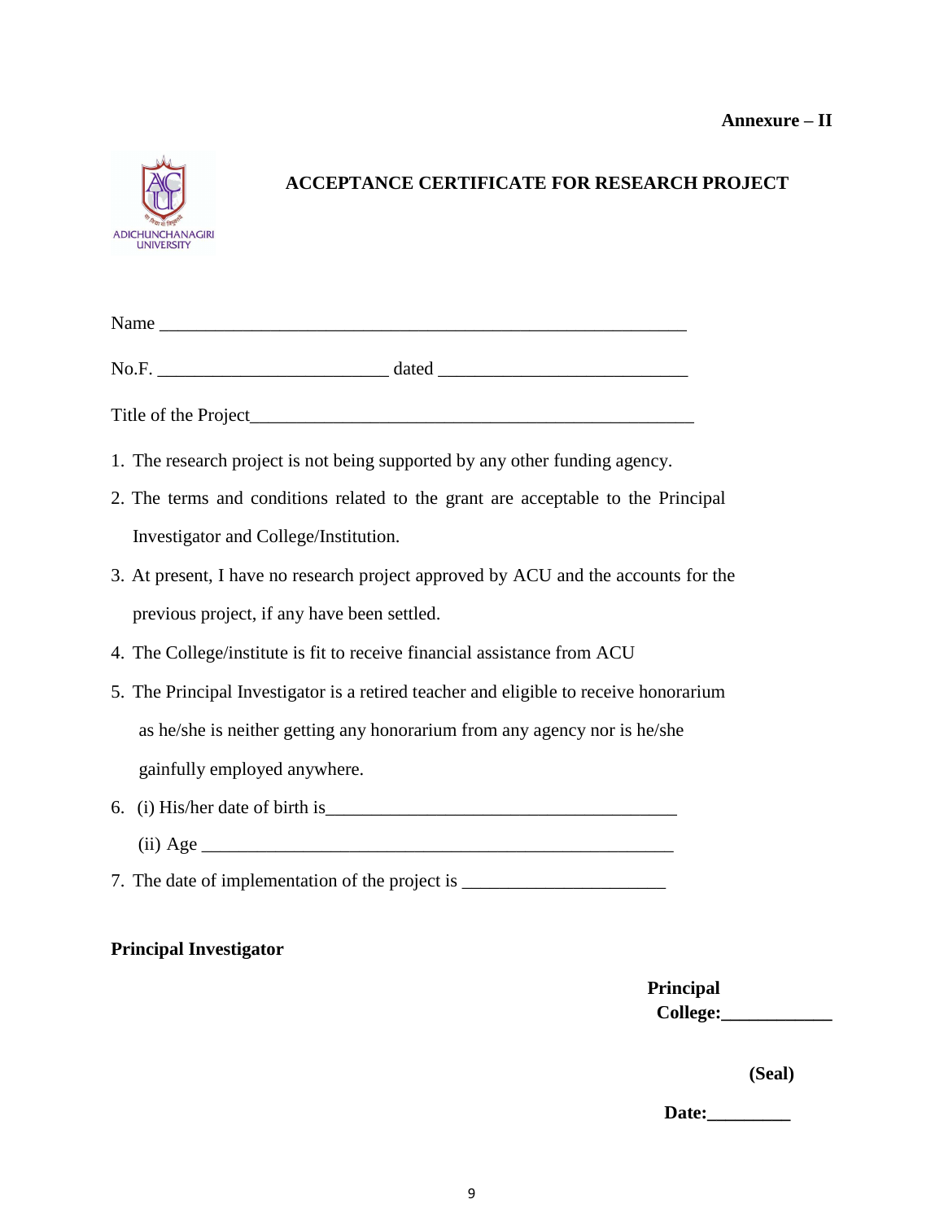**Annexure – II**

ADICHUNCHANAGIRI UNIVERSITY

## ACCEPTANCE CERTIFICATE FOR RESEARCH PROJECT

Name ____________________________________________________________

No.F. __________________________ dated ____________________________

Title of the Project__________________________________________________

1. The research project is not being supported by any other funding agency.
2. The terms and conditions related to the grant are acceptable to the Principal Investigator and College/Institution.
3. At present, I have no research project approved by ACU and the accounts for the previous project, if any have been settled.
4. The College/institute is fit to receive financial assistance from ACU
5. The Principal Investigator is a retired teacher and eligible to receive honorarium as he/she is neither getting any honorarium from any agency nor is he/she gainfully employed anywhere.
6. (i) His/her date of birth is________________________________________

   (ii) Age ______________________________________________________
7. The date of implementation of the project is ______________________

**Principal Investigator**

**Principal**

**College:____________**

**(Seal)**

**Date:_________**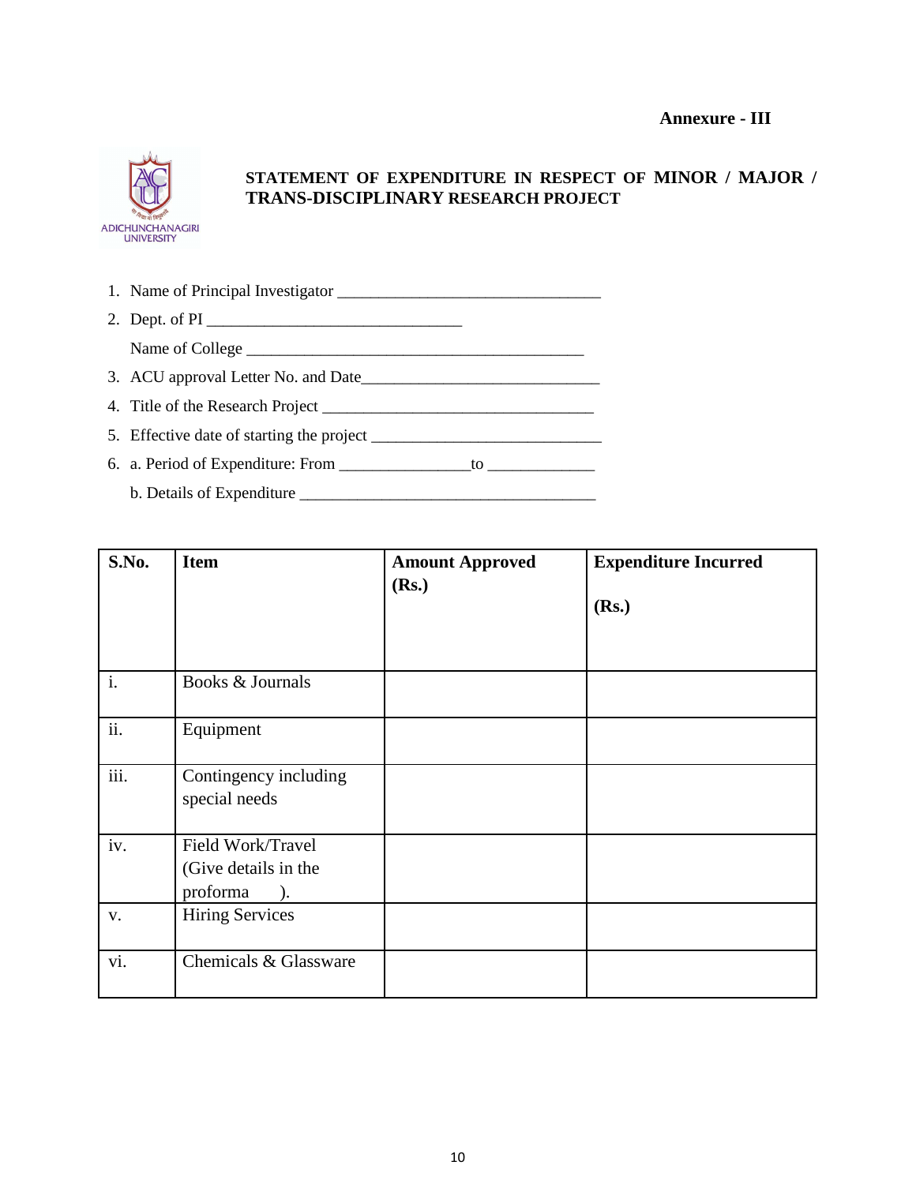**Annexure - III**

ADICHUNCHANAGIRI UNIVERSITY

## STATEMENT OF EXPENDITURE IN RESPECT OF MINOR / MAJOR / TRANS-DISCIPLINARY RESEARCH PROJECT

1. Name of Principal Investigator ________________________________
2. Dept. of PI ______________________________

   Name of College ________________________________________
3. ACU approval Letter No. and Date____________________________
4. Title of the Research Project ________________________________
5. Effective date of starting the project ____________________________
6. a. Period of Expenditure: From _______________to ____________

   b. Details of Expenditure ___________________________________

| S.No. | Item | Amount Approved (Rs.) | Expenditure Incurred (Rs.) |
|---|---|---|---|
| i. | Books & Journals | | |
| ii. | Equipment | | |
| iii. | Contingency including special needs | | |
| iv. | Field Work/Travel (Give details in the proforma ). | | |
| v. | Hiring Services | | |
| vi. | Chemicals & Glassware | | |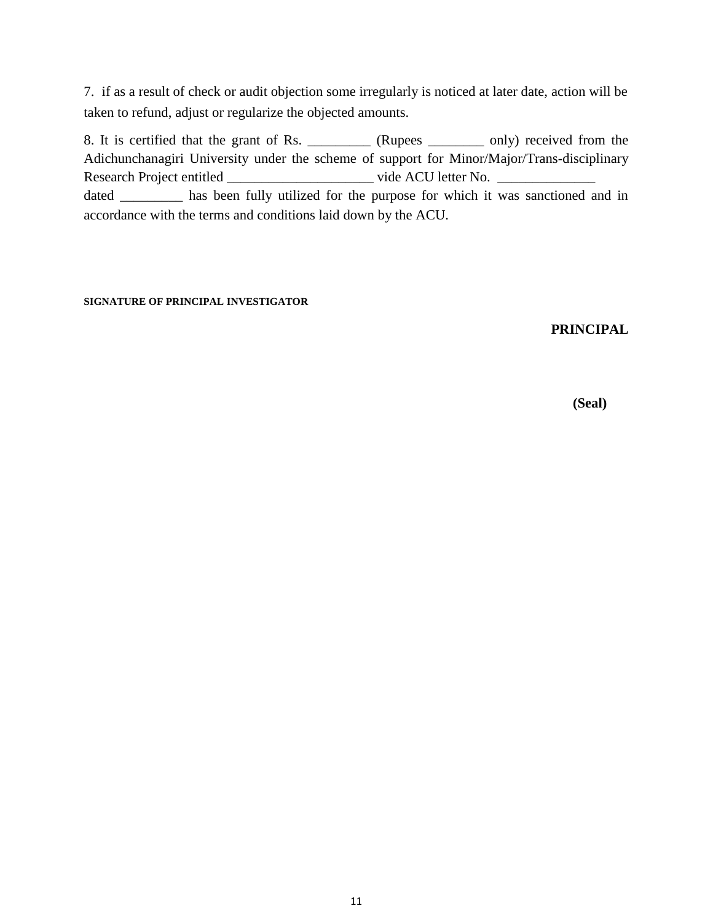7. if as a result of check or audit objection some irregularly is noticed at later date, action will be taken to refund, adjust or regularize the objected amounts.

8. It is certified that the grant of Rs. _________ (Rupees ________ only) received from the Adichunchanagiri University under the scheme of support for Minor/Major/Trans-disciplinary Research Project entitled _____________________ vide ACU letter No. ______________ dated _________ has been fully utilized for the purpose for which it was sanctioned and in accordance with the terms and conditions laid down by the ACU.

**SIGNATURE OF PRINCIPAL INVESTIGATOR**

**PRINCIPAL**

**(Seal)**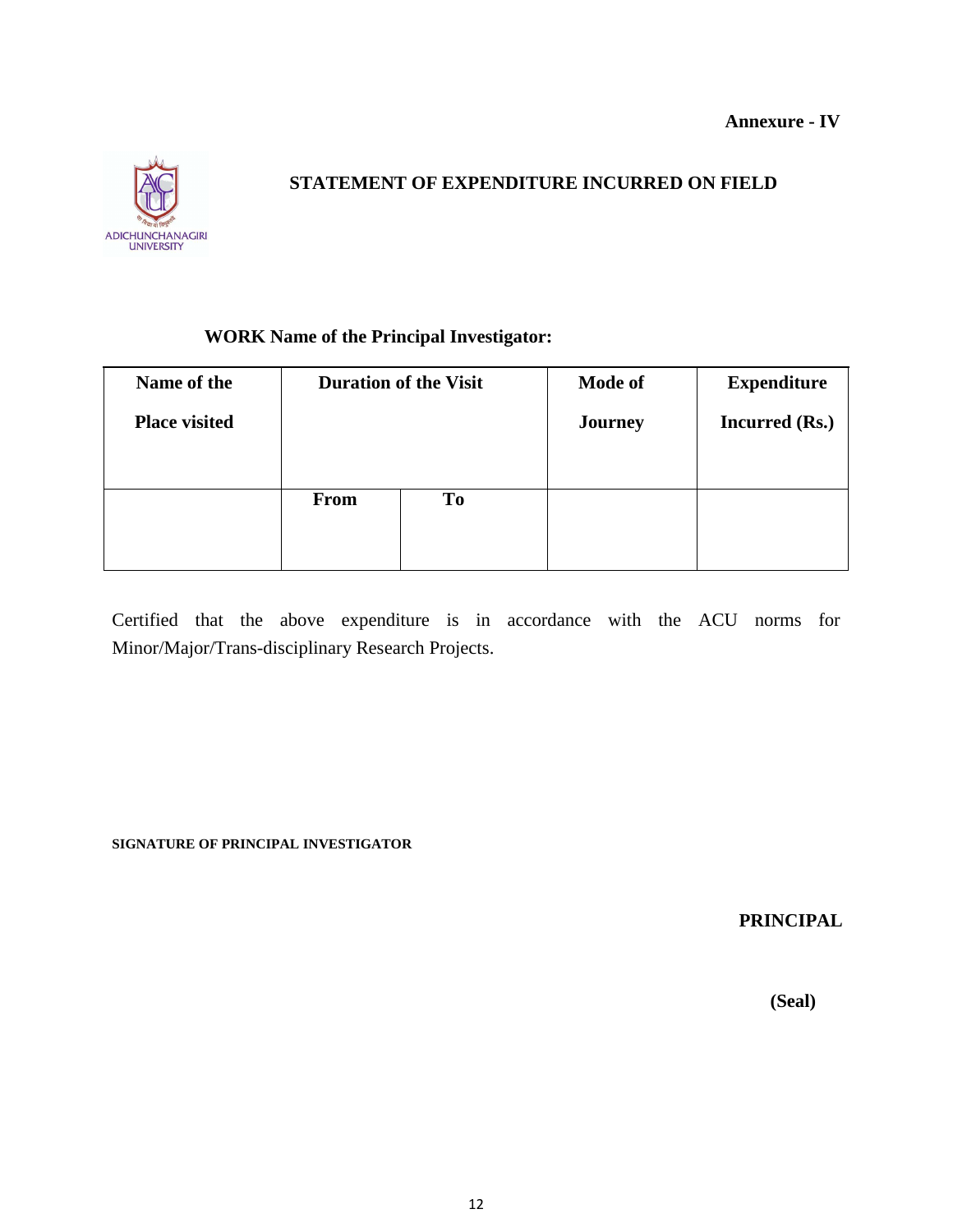**Annexure - IV**

## STATEMENT OF EXPENDITURE INCURRED ON FIELD

**WORK Name of the Principal Investigator:**

| Name of the Place visited | Duration of the Visit | | Mode of Journey | Expenditure Incurred (Rs.) |
|---|---|---|---|---|
| | **From** | **To** | | |

Certified that the above expenditure is in accordance with the ACU norms for Minor/Major/Trans-disciplinary Research Projects.

**SIGNATURE OF PRINCIPAL INVESTIGATOR**

**PRINCIPAL**

**(Seal)**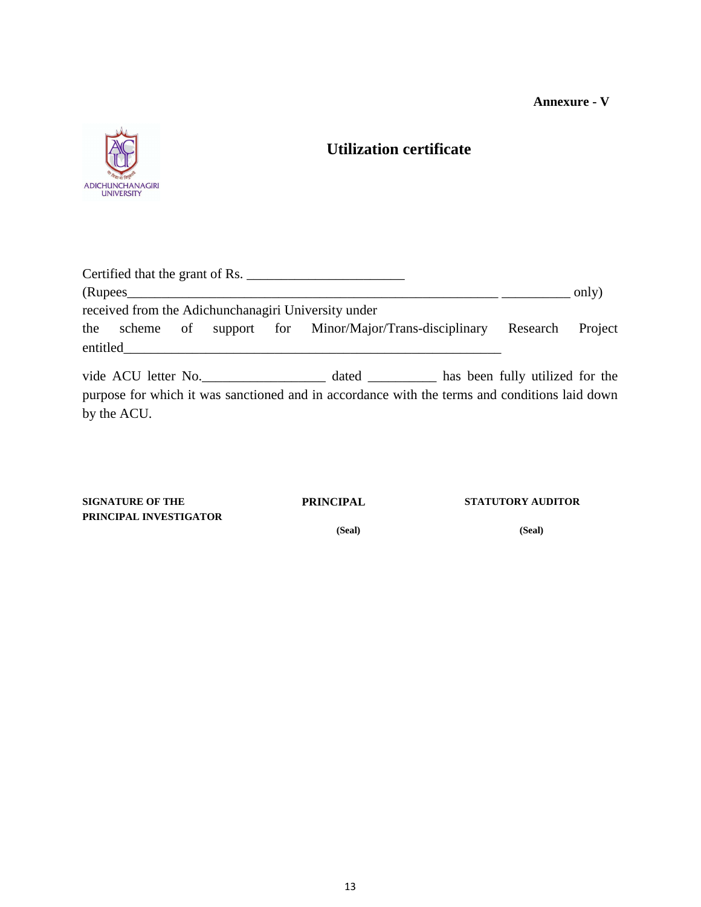**Annexure - V**

# Utilization certificate

Certified that the grant of Rs. ________________________
(Rupees_________________________________________________________ __________ only)
received from the Adichunchanagiri University under
the scheme of support for Minor/Major/Trans-disciplinary Research Project entitled__________________________________________________________

vide ACU letter No.__________________ dated __________ has been fully utilized for the purpose for which it was sanctioned and in accordance with the terms and conditions laid down by the ACU.

| **SIGNATURE OF THE PRINCIPAL INVESTIGATOR** | **PRINCIPAL** | **STATUTORY AUDITOR** |
|---|---|---|
| | **(Seal)** | **(Seal)** |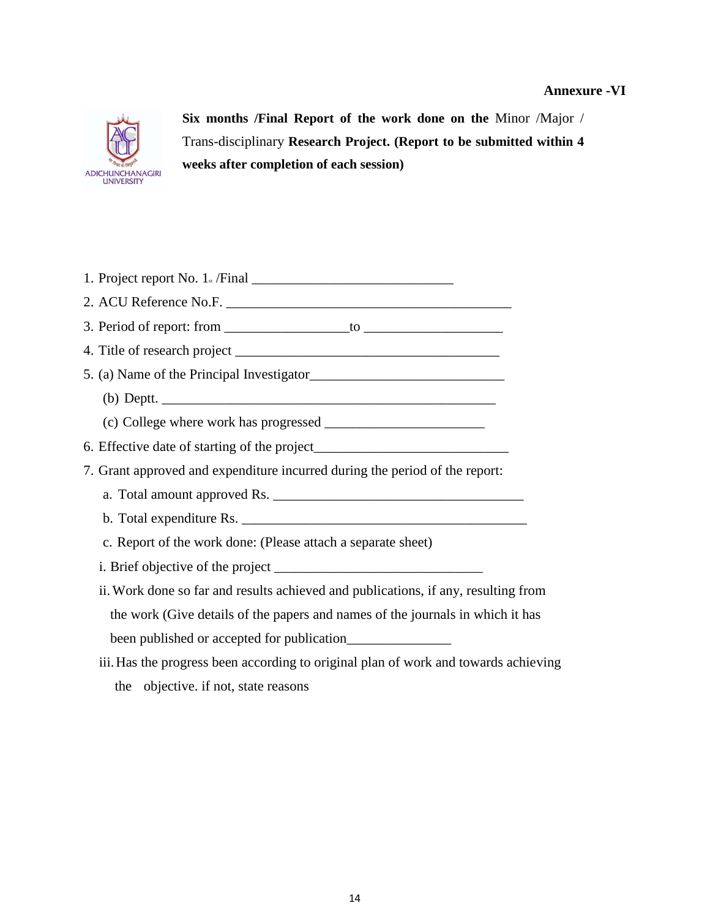**Annexure -VI**

**Six months /Final Report of the work done on the** Minor /Major / Trans-disciplinary **Research Project. (Report to be submitted within 4 weeks after completion of each session)**

1. Project report No. 1st /Final ____________________________
2. ACU Reference No.F. __________________________________________
3. Period of report: from _________________to ___________________
4. Title of research project ______________________________________
5. (a) Name of the Principal Investigator___________________________
   (b) Deptt. _________________________________________________
   (c) College where work has progressed ______________________
6. Effective date of starting of the project___________________________
7. Grant approved and expenditure incurred during the period of the report:
   a. Total amount approved Rs. ___________________________________
   b. Total expenditure Rs. ________________________________________
   c. Report of the work done: (Please attach a separate sheet)
   i. Brief objective of the project _____________________________
   ii. Work done so far and results achieved and publications, if any, resulting from the work (Give details of the papers and names of the journals in which it has been published or accepted for publication_______________
   iii. Has the progress been according to original plan of work and towards achieving the objective. if not, state reasons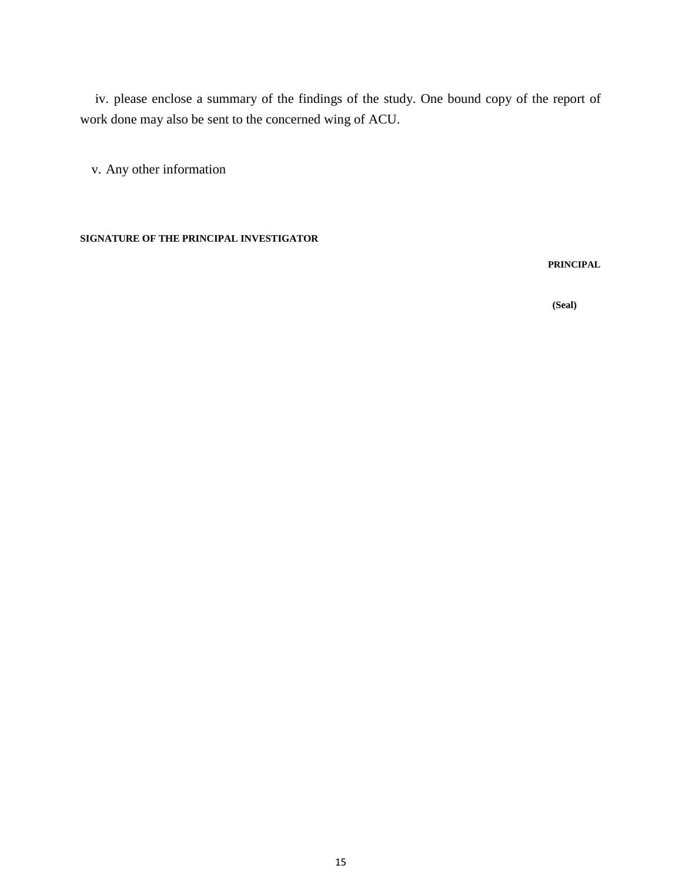iv. please enclose a summary of the findings of the study. One bound copy of the report of work done may also be sent to the concerned wing of ACU.

v. Any other information

**SIGNATURE OF THE PRINCIPAL INVESTIGATOR**

**PRINCIPAL**

**(Seal)**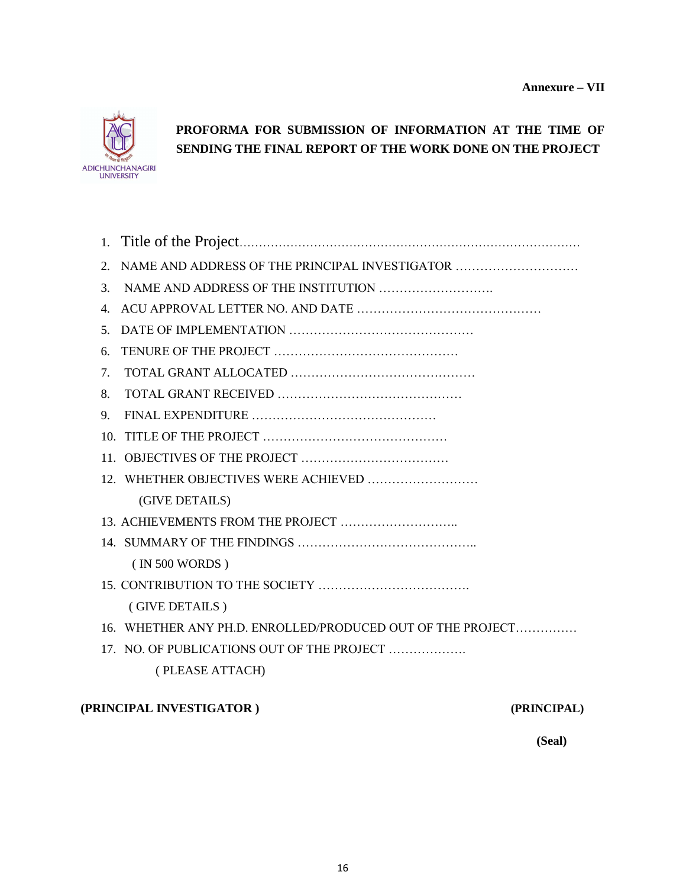**Annexure – VII**

ADICHUNCHANAGIRI UNIVERSITY

## PROFORMA FOR SUBMISSION OF INFORMATION AT THE TIME OF SENDING THE FINAL REPORT OF THE WORK DONE ON THE PROJECT

1. Title of the Project……………………………………………………………………………
2. NAME AND ADDRESS OF THE PRINCIPAL INVESTIGATOR …………………………
3. NAME AND ADDRESS OF THE INSTITUTION ……………………….
4. ACU APPROVAL LETTER NO. AND DATE ………………………………………
5. DATE OF IMPLEMENTATION ………………………………………
6. TENURE OF THE PROJECT ………………………………………
7. TOTAL GRANT ALLOCATED ………………………………………
8. TOTAL GRANT RECEIVED ………………………………………
9. FINAL EXPENDITURE ………………………………………
10. TITLE OF THE PROJECT ………………………………………
11. OBJECTIVES OF THE PROJECT ………………………………
12. WHETHER OBJECTIVES WERE ACHIEVED ………………………
    (GIVE DETAILS)
13. ACHIEVEMENTS FROM THE PROJECT ………………………..
14. SUMMARY OF THE FINDINGS ……………………………………..
    ( IN 500 WORDS )
15. CONTRIBUTION TO THE SOCIETY ……………………………….
    ( GIVE DETAILS )
16. WHETHER ANY PH.D. ENROLLED/PRODUCED OUT OF THE PROJECT……………
17. NO. OF PUBLICATIONS OUT OF THE PROJECT ……………….
    ( PLEASE ATTACH)

**(PRINCIPAL INVESTIGATOR )** **(PRINCIPAL)**

**(Seal)**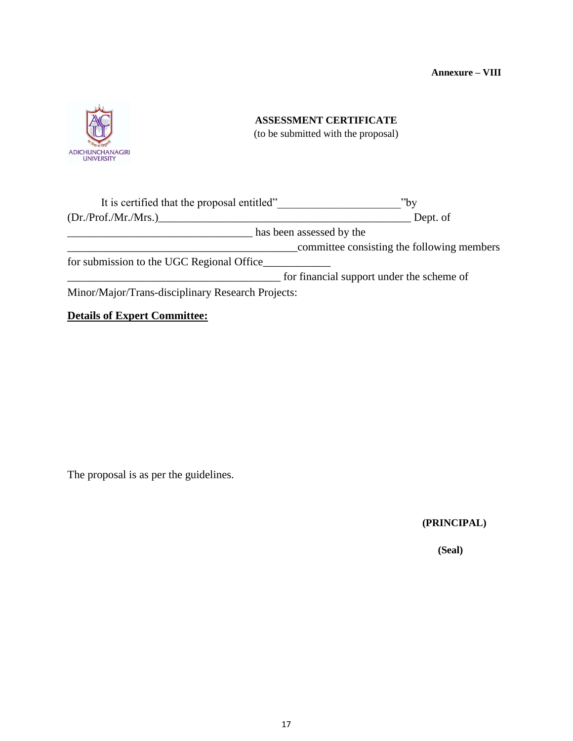**Annexure – VIII**

**ASSESSMENT CERTIFICATE**
(to be submitted with the proposal)

It is certified that the proposal entitled"______________________"by (Dr./Prof./Mr./Mrs.)_______________________________________________ Dept. of _________________________________ has been assessed by the _________________________________________committee consisting the following members for submission to the UGC Regional Office____________ ______________________________________ for financial support under the scheme of Minor/Major/Trans-disciplinary Research Projects:

**Details of Expert Committee:**

The proposal is as per the guidelines.

**(PRINCIPAL)**

**(Seal)**